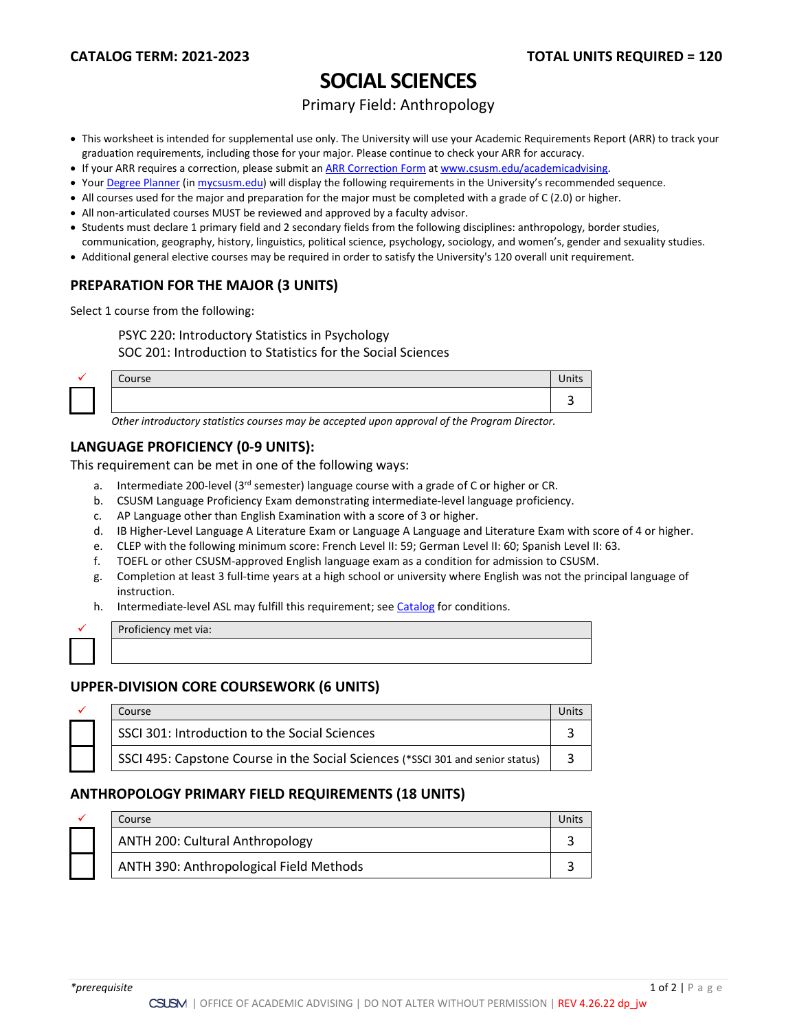**CATALOG TERM: 2021-2023** **TOTAL UNITS REQUIRED = 120**

# SOCIAL SCIENCES

Primary Field: Anthropology

- This worksheet is intended for supplemental use only. The University will use your Academic Requirements Report (ARR) to track your graduation requirements, including those for your major. Please continue to check your ARR for accuracy.
- If your ARR requires a correction, please submit an ARR Correction Form at www.csusm.edu/academicadvising.
- Your Degree Planner (in mycsusm.edu) will display the following requirements in the University's recommended sequence.
- All courses used for the major and preparation for the major must be completed with a grade of C (2.0) or higher.
- All non-articulated courses MUST be reviewed and approved by a faculty advisor.
- Students must declare 1 primary field and 2 secondary fields from the following disciplines: anthropology, border studies, communication, geography, history, linguistics, political science, psychology, sociology, and women's, gender and sexuality studies.
- Additional general elective courses may be required in order to satisfy the University's 120 overall unit requirement.

## PREPARATION FOR THE MAJOR (3 UNITS)

Select 1 course from the following:

PSYC 220: Introductory Statistics in Psychology
SOC 201: Introduction to Statistics for the Social Sciences

| ✓ | Course | Units |
|---|---|---|
| ☐ | | 3 |

*Other introductory statistics courses may be accepted upon approval of the Program Director.*

## LANGUAGE PROFICIENCY (0-9 UNITS):

This requirement can be met in one of the following ways:

a. Intermediate 200-level (3rd semester) language course with a grade of C or higher or CR.
b. CSUSM Language Proficiency Exam demonstrating intermediate-level language proficiency.
c. AP Language other than English Examination with a score of 3 or higher.
d. IB Higher-Level Language A Literature Exam or Language A Language and Literature Exam with score of 4 or higher.
e. CLEP with the following minimum score: French Level II: 59; German Level II: 60; Spanish Level II: 63.
f. TOEFL or other CSUSM-approved English language exam as a condition for admission to CSUSM.
g. Completion at least 3 full-time years at a high school or university where English was not the principal language of instruction.
h. Intermediate-level ASL may fulfill this requirement; see Catalog for conditions.

| ✓ | Proficiency met via: |
|---|---|
| ☐ | |

## UPPER-DIVISION CORE COURSEWORK (6 UNITS)

| ✓ | Course | Units |
|---|---|---|
| ☐ | SSCI 301: Introduction to the Social Sciences | 3 |
| ☐ | SSCI 495: Capstone Course in the Social Sciences (*SSCI 301 and senior status) | 3 |

## ANTHROPOLOGY PRIMARY FIELD REQUIREMENTS (18 UNITS)

| ✓ | Course | Units |
|---|---|---|
| ☐ | ANTH 200: Cultural Anthropology | 3 |
| ☐ | ANTH 390: Anthropological Field Methods | 3 |

*\*prerequisite*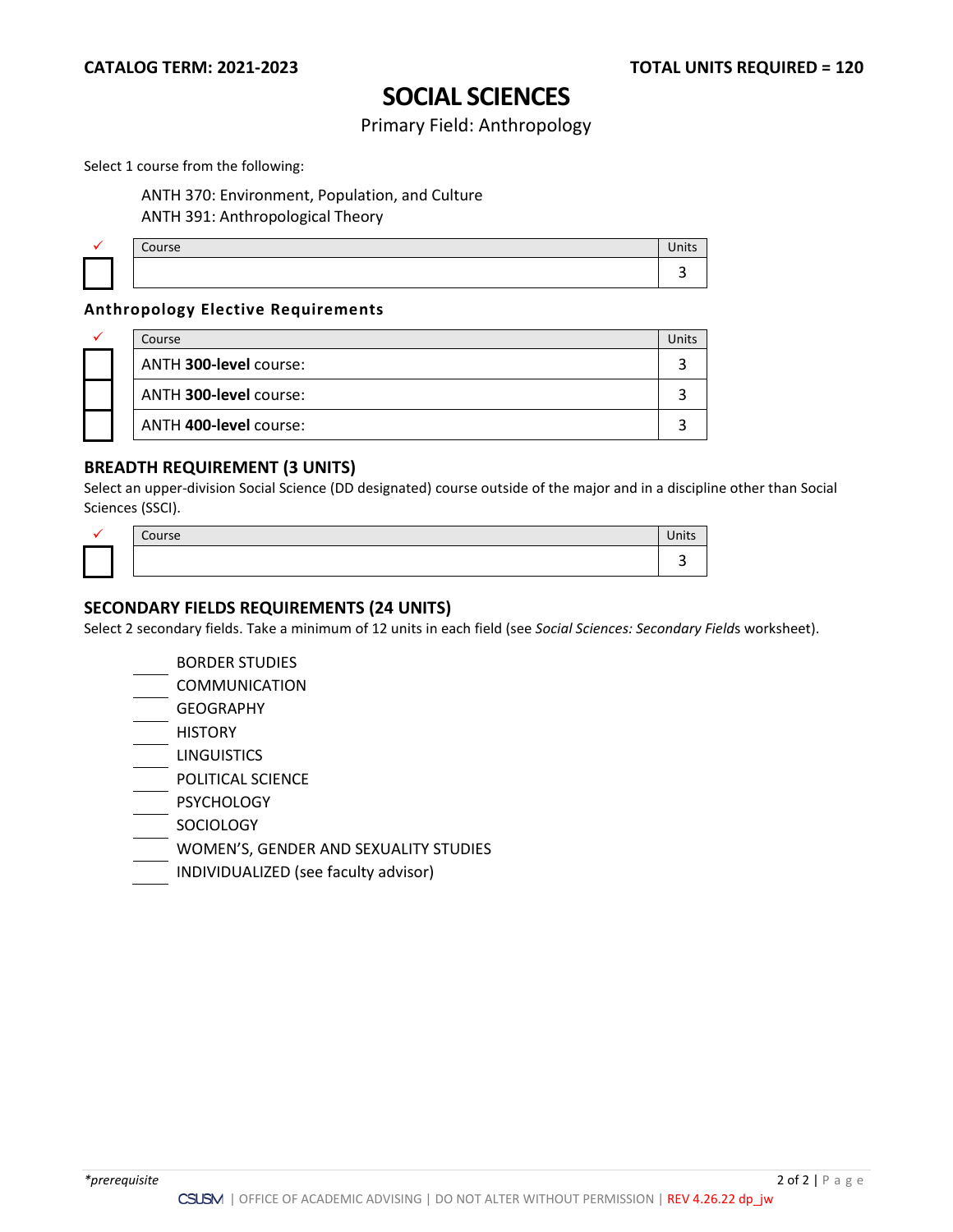**CATALOG TERM: 2021-2023** **TOTAL UNITS REQUIRED = 120**

# SOCIAL SCIENCES

Primary Field: Anthropology

Select 1 course from the following:

ANTH 370: Environment, Population, and Culture
ANTH 391: Anthropological Theory

| ✓ | Course | Units |
|---|---|---|
| ☐ | | 3 |

### Anthropology Elective Requirements

| ✓ | Course | Units |
|---|---|---|
| ☐ | ANTH **300-level** course: | 3 |
| ☐ | ANTH **300-level** course: | 3 |
| ☐ | ANTH **400-level** course: | 3 |

## BREADTH REQUIREMENT (3 UNITS)

Select an upper-division Social Science (DD designated) course outside of the major and in a discipline other than Social Sciences (SSCI).

| ✓ | Course | Units |
|---|---|---|
| ☐ | | 3 |

## SECONDARY FIELDS REQUIREMENTS (24 UNITS)

Select 2 secondary fields. Take a minimum of 12 units in each field (see *Social Sciences: Secondary Field*s worksheet).

_____ BORDER STUDIES
_____ COMMUNICATION
_____ GEOGRAPHY
_____ HISTORY
_____ LINGUISTICS
_____ POLITICAL SCIENCE
_____ PSYCHOLOGY
_____ SOCIOLOGY
_____ WOMEN'S, GENDER AND SEXUALITY STUDIES
_____ INDIVIDUALIZED (see faculty advisor)

*\*prerequisite*

CSUSM | OFFICE OF ACADEMIC ADVISING | DO NOT ALTER WITHOUT PERMISSION | REV 4.26.22 dp_jw